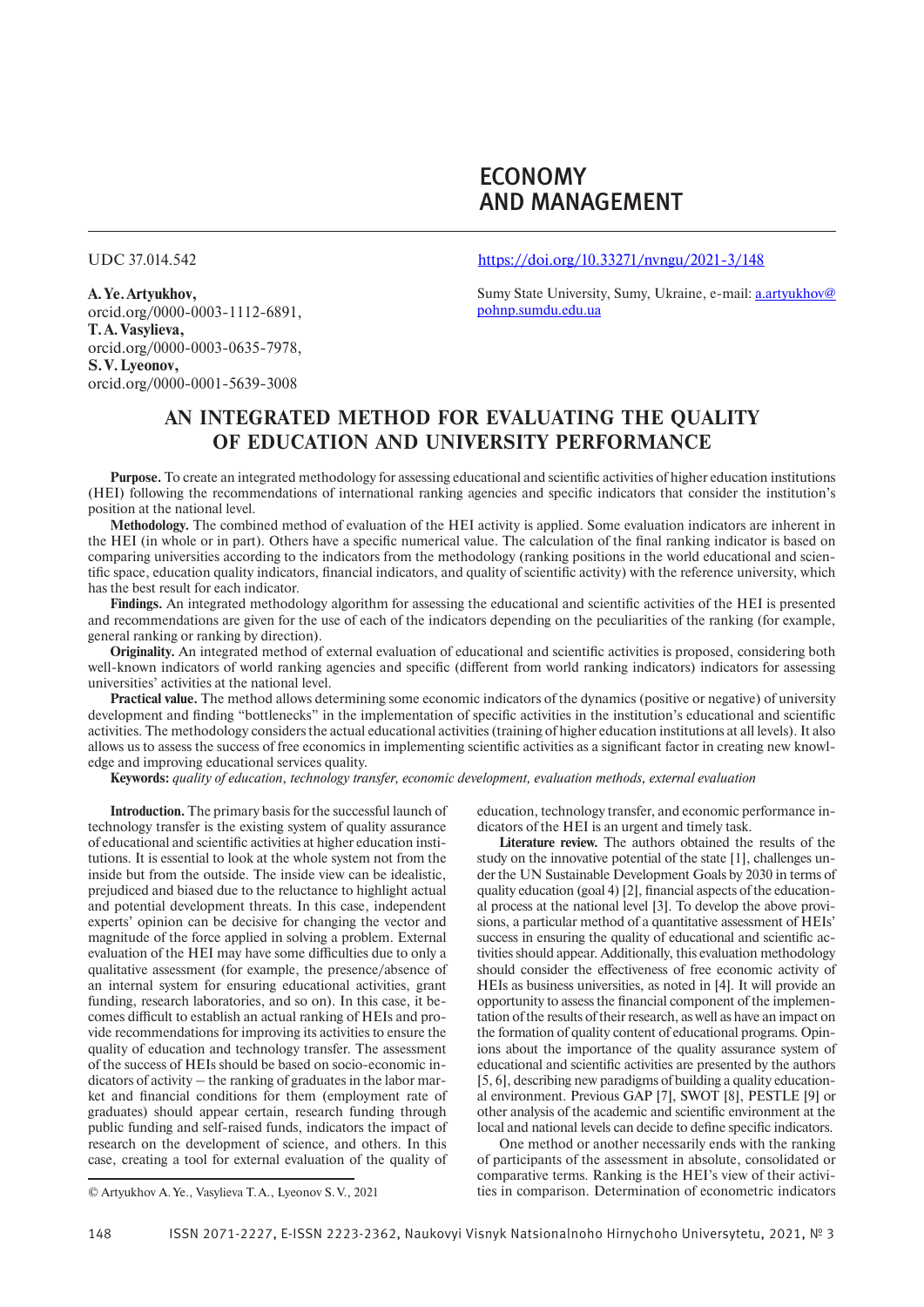# ECONOMY AND MANAGEMENT

UDC 37.014.542

https://doi.org/10.33271/nvngu/2021-3/148

**A. Ye. Artyukhov,**
orcid.org/0000-0003-1112-6891,
**T. A. Vasylieva,**
orcid.org/0000-0003-0635-7978,
**S. V. Lyeonov,**
orcid.org/0000-0001-5639-3008

Sumy State University, Sumy, Ukraine, e-mail: a.artyukhov@pohnp.sumdu.edu.ua

## AN INTEGRATED METHOD FOR EVALUATING THE QUALITY OF EDUCATION AND UNIVERSITY PERFORMANCE

**Purpose.** To create an integrated methodology for assessing educational and scientific activities of higher education institutions (HEI) following the recommendations of international ranking agencies and specific indicators that consider the institution's position at the national level.

**Methodology.** The combined method of evaluation of the HEI activity is applied. Some evaluation indicators are inherent in the HEI (in whole or in part). Others have a specific numerical value. The calculation of the final ranking indicator is based on comparing universities according to the indicators from the methodology (ranking positions in the world educational and scientific space, education quality indicators, financial indicators, and quality of scientific activity) with the reference university, which has the best result for each indicator.

**Findings.** An integrated methodology algorithm for assessing the educational and scientific activities of the HEI is presented and recommendations are given for the use of each of the indicators depending on the peculiarities of the ranking (for example, general ranking or ranking by direction).

**Originality.** An integrated method of external evaluation of educational and scientific activities is proposed, considering both well-known indicators of world ranking agencies and specific (different from world ranking indicators) indicators for assessing universities' activities at the national level.

**Practical value.** The method allows determining some economic indicators of the dynamics (positive or negative) of university development and finding "bottlenecks" in the implementation of specific activities in the institution's educational and scientific activities. The methodology considers the actual educational activities (training of higher education institutions at all levels). It also allows us to assess the success of free economics in implementing scientific activities as a significant factor in creating new knowledge and improving educational services quality.

**Keywords:** *quality of education, technology transfer, economic development, evaluation methods, external evaluation*

**Introduction.** The primary basis for the successful launch of technology transfer is the existing system of quality assurance of educational and scientific activities at higher education institutions. It is essential to look at the whole system not from the inside but from the outside. The inside view can be idealistic, prejudiced and biased due to the reluctance to highlight actual and potential development threats. In this case, independent experts' opinion can be decisive for changing the vector and magnitude of the force applied in solving a problem. External evaluation of the HEI may have some difficulties due to only a qualitative assessment (for example, the presence/absence of an internal system for ensuring educational activities, grant funding, research laboratories, and so on). In this case, it becomes difficult to establish an actual ranking of HEIs and provide recommendations for improving its activities to ensure the quality of education and technology transfer. The assessment of the success of HEIs should be based on socio-economic indicators of activity – the ranking of graduates in the labor market and financial conditions for them (employment rate of graduates) should appear certain, research funding through public funding and self-raised funds, indicators the impact of research on the development of science, and others. In this case, creating a tool for external evaluation of the quality of education, technology transfer, and economic performance indicators of the HEI is an urgent and timely task.

**Literature review.** The authors obtained the results of the study on the innovative potential of the state [1], challenges under the UN Sustainable Development Goals by 2030 in terms of quality education (goal 4) [2], financial aspects of the educational process at the national level [3]. To develop the above provisions, a particular method of a quantitative assessment of HEIs' success in ensuring the quality of educational and scientific activities should appear. Additionally, this evaluation methodology should consider the effectiveness of free economic activity of HEIs as business universities, as noted in [4]. It will provide an opportunity to assess the financial component of the implementation of the results of their research, as well as have an impact on the formation of quality content of educational programs. Opinions about the importance of the quality assurance system of educational and scientific activities are presented by the authors [5, 6], describing new paradigms of building a quality educational environment. Previous GAP [7], SWOT [8], PESTLE [9] or other analysis of the academic and scientific environment at the local and national levels can decide to define specific indicators.

One method or another necessarily ends with the ranking of participants of the assessment in absolute, consolidated or comparative terms. Ranking is the HEI's view of their activities in comparison. Determination of econometric indicators

© Artyukhov A. Ye., Vasylieva T. A., Lyeonov S. V., 2021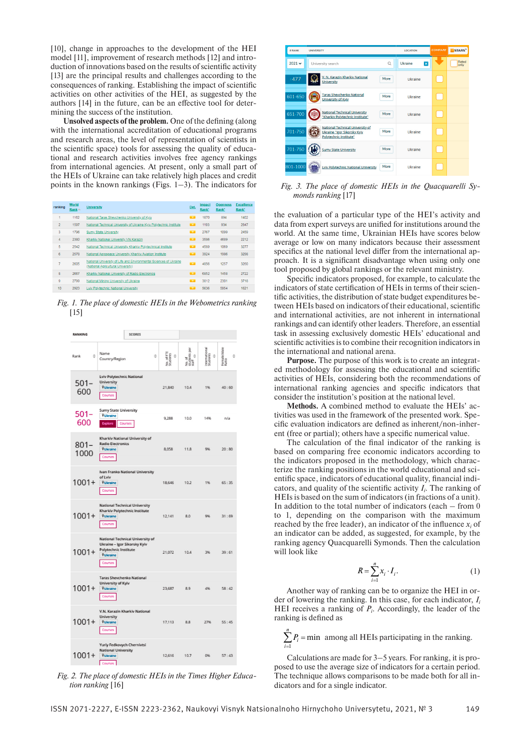[10], change in approaches to the development of the HEI model [11], improvement of research methods [12] and introduction of innovations based on the results of scientific activity [13] are the principal results and challenges according to the consequences of ranking. Establishing the impact of scientific activities on other activities of the HEI, as suggested by the authors [14] in the future, can be an effective tool for determining the success of the institution.

**Unsolved aspects of the problem.** One of the defining (along with the international accreditation of educational programs and research areas, the level of representation of scientists in the scientific space) tools for assessing the quality of educational and research activities involves free agency rankings from international agencies. At present, only a small part of the HEIs of Ukraine can take relatively high places and credit points in the known rankings (Figs. 1–3). The indicators for

| ranking | World Rank | University | Det. | Impact Rank* | Openness Rank* | Excellence Rank* |
|---|---|---|---|---|---|---|
| 1 | 1162 | National Taras Shevchenko University of Kyiv | | 1870 | 894 | 1402 |
| 2 | 1597 | National Technical University of Ukraine Kyiv Polytechnic Institute | | 1193 | 934 | 2847 |
| 3 | 1796 | Sumy State University | | 2767 | 1099 | 2459 |
| 4 | 2380 | Kharkiv National University VN Karazin | | 3596 | 4689 | 2212 |
| 5 | 2542 | National Technical University Kharkiv Polytechnical Institute | | 4589 | 1069 | 3277 |
| 6 | 2578 | National Aerospace University Kharkiv Aviation Institute | | 3924 | 1986 | 3298 |
| 7 | 2605 | National University of Life and Environmental Sciences of Ukraine (National Agricultural University) | | 4656 | 1257 | 3260 |
| 8 | 2667 | Kharkiv National University of Radio Electronics | | 6852 | 1458 | 2722 |
| 9 | 2799 | National Mining University of Ukraine | | 3812 | 2301 | 3718 |
| 10 | 2923 | Lviv Polytechnic National University | | 5636 | 5954 | 1621 |

*Fig. 1. The place of domestic HEIs in the Webometrics ranking* [15]

| Rank | Name Country/Region | No. of FTE Students | No. of students per staff | International Students | Female:Male Ratio |
|---|---|---|---|---|---|
| 501–600 | Lviv Polytechnic National University, Ukraine | 21,840 | 10.4 | 1% | 40 : 60 |
| 501–600 | Sumy State University, Ukraine | 9,288 | 10.0 | 14% | n/a |
| 801–1000 | Kharkiv National University of Radio Electronics, Ukraine | 8,058 | 11.8 | 9% | 20 : 80 |
| 1001+ | Ivan Franko National University of Lviv, Ukraine | 18,646 | 10.2 | 1% | 65 : 35 |
| 1001+ | National Technical University Kharkiv Polytechnic Institute, Ukraine | 12,141 | 8.0 | 9% | 31 : 69 |
| 1001+ | National Technical University of Ukraine - Igor Sikorsky Kyiv Polytechnic Institute, Ukraine | 21,072 | 10.4 | 3% | 39 : 61 |
| 1001+ | Taras Shevchenko National University of Kyiv, Ukraine | 23,687 | 8.9 | 4% | 58 : 42 |
| 1001+ | V.N. Karazin Kharkiv National University, Ukraine | 17,113 | 8.8 | 27% | 55 : 45 |
| 1001+ | Yuriy Fedkovych Chernivtsi National University, Ukraine | 12,616 | 10.7 | 0% | 57 : 43 |

*Fig. 2. The place of domestic HEIs in the Times Higher Education ranking* [16]

| # Rank | University | Location |
|---|---|---|
| =477 | V. N. Karazin Kharkiv National University | Ukraine |
| 601-650 | Taras Shevchenko National University of Kyiv | Ukraine |
| 651-700 | National Technical University "Kharkiv Polytechnic Institute" | Ukraine |
| 701-750 | National Technical University of Ukraine "Igor Sikorsky Kyiv Polytechnic Institute" | Ukraine |
| 701-750 | Sumy State University | Ukraine |
| 801-1000 | Lviv Polytechnic National University | Ukraine |

*Fig. 3. The place of domestic HEIs in the Quacquarelli Symonds ranking* [17]

the evaluation of a particular type of the HEI's activity and data from expert surveys are unified for institutions around the world. At the same time, Ukrainian HEIs have scores below average or low on many indicators because their assessment specifics at the national level differ from the international approach. It is a significant disadvantage when using only one tool proposed by global rankings or the relevant ministry.

Specific indicators proposed, for example, to calculate the indicators of state certification of HEIs in terms of their scientific activities, the distribution of state budget expenditures between HEIs based on indicators of their educational, scientific and international activities, are not inherent in international rankings and can identify other leaders. Therefore, an essential task in assessing exclusively domestic HEIs' educational and scientific activities is to combine their recognition indicators in the international and national arena.

**Purpose.** The purpose of this work is to create an integrated methodology for assessing the educational and scientific activities of HEIs, considering both the recommendations of international ranking agencies and specific indicators that consider the institution's position at the national level.

**Methods.** A combined method to evaluate the HEIs' activities was used in the framework of the presented work. Specific evaluation indicators are defined as inherent/non-inherent (free or partial); others have a specific numerical value.

The calculation of the final indicator of the ranking is based on comparing free economic indicators according to the indicators proposed in the methodology, which characterize the ranking positions in the world educational and scientific space, indicators of educational quality, financial indicators, and quality of the scientific activity $I_i$. The ranking of HEIs is based on the sum of indicators (in fractions of a unit). In addition to the total number of indicators (each – from 0 to 1, depending on the comparison with the maximum reached by the free leader), an indicator of the influence $x_i$ of an indicator can be added, as suggested, for example, by the ranking agency Quacquarelli Symonds. Then the calculation will look like

$$R = \sum_{i=1}^{n} x_i \cdot I_i. \quad (1)$$

Another way of ranking can be to organize the HEI in order of lowering the ranking. In this case, for each indicator, $I_i$ HEI receives a ranking of $P_i$. Accordingly, the leader of the ranking is defined as

$$\sum_{i=1}^{n} P_i = \min \text{ among all HEIs participating in the ranking.}$$

Calculations are made for 3–5 years. For ranking, it is proposed to use the average size of indicators for a certain period. The technique allows comparisons to be made both for all indicators and for a single indicator.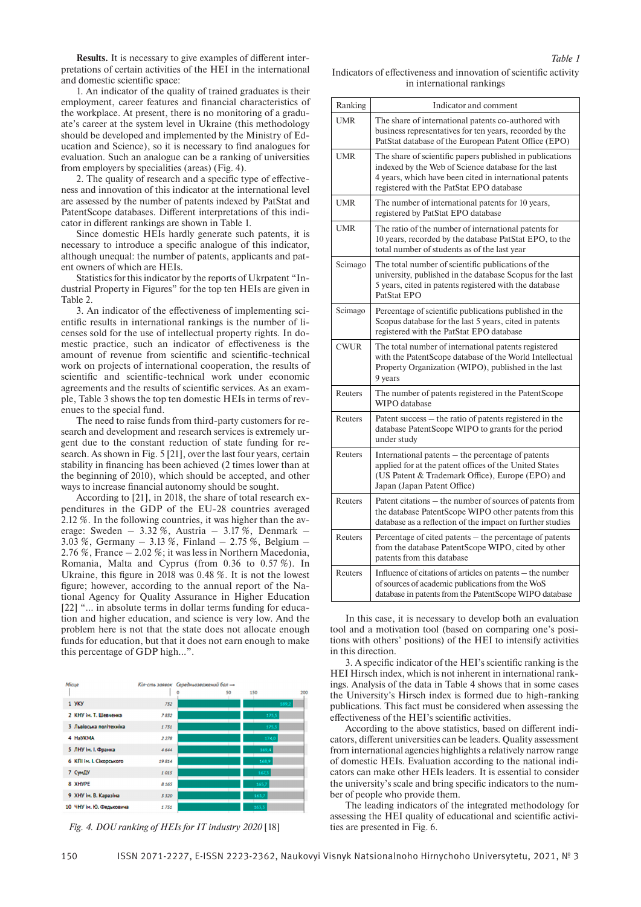**Results.** It is necessary to give examples of different interpretations of certain activities of the HEI in the international and domestic scientific space:

1. An indicator of the quality of trained graduates is their employment, career features and financial characteristics of the workplace. At present, there is no monitoring of a graduate's career at the system level in Ukraine (this methodology should be developed and implemented by the Ministry of Education and Science), so it is necessary to find analogues for evaluation. Such an analogue can be a ranking of universities from employers by specialities (areas) (Fig. 4).

2. The quality of research and a specific type of effectiveness and innovation of this indicator at the international level are assessed by the number of patents indexed by PatStat and PatentScope databases. Different interpretations of this indicator in different rankings are shown in Table 1.

Since domestic HEIs hardly generate such patents, it is necessary to introduce a specific analogue of this indicator, although unequal: the number of patents, applicants and patent owners of which are HEIs.

Statistics for this indicator by the reports of Ukrpatent "Industrial Property in Figures" for the top ten HEIs are given in Table 2.

3. An indicator of the effectiveness of implementing scientific results in international rankings is the number of licenses sold for the use of intellectual property rights. In domestic practice, such an indicator of effectiveness is the amount of revenue from scientific and scientific-technical work on projects of international cooperation, the results of scientific and scientific-technical work under economic agreements and the results of scientific services. As an example, Table 3 shows the top ten domestic HEIs in terms of revenues to the special fund.

The need to raise funds from third-party customers for research and development and research services is extremely urgent due to the constant reduction of state funding for research. As shown in Fig. 5 [21], over the last four years, certain stability in financing has been achieved (2 times lower than at the beginning of 2010), which should be accepted, and other ways to increase financial autonomy should be sought.

According to [21], in 2018, the share of total research expenditures in the GDP of the EU-28 countries averaged 2.12 %. In the following countries, it was higher than the average: Sweden – 3.32 %, Austria – 3.17 %, Denmark – 3.03 %, Germany – 3.13 %, Finland – 2.75 %, Belgium – 2.76 %, France – 2.02 %; it was less in Northern Macedonia, Romania, Malta and Cyprus (from 0.36 to 0.57 %). In Ukraine, this figure in 2018 was 0.48 %. It is not the lowest figure; however, according to the annual report of the National Agency for Quality Assurance in Higher Education [22] "... in absolute terms in dollar terms funding for education and higher education, and science is very low. And the problem here is not that the state does not allocate enough funds for education, but that it does not earn enough to make this percentage of GDP high...".

| Місце | Кіл-сть заявок | Середньозважений бал |
|---|---|---|
| 1 УКУ | 732 | 189,2 |
| 2 КНУ ім. Т. Шевченка | 7 832 | 175,5 |
| 3 Львівська політехніка | 1 731 | 175,5 |
| 4 НаУКМА | 2 278 | 174,0 |
| 5 ЛНУ ім. І. Франка | 4 644 | 169,4 |
| 6 КПІ ім. І. Сікорського | 19 814 | 168,9 |
| 7 СумДУ | 1 015 | 167,3 |
| 8 ХНУРЕ | 8 165 | 165,7 |
| 9 ХНУ ім. В. Каразіна | 3 320 | 163,7 |
| 10 ЧНУ ім. Ю. Федьковича | 1 751 | 163,3 |

*Fig. 4. DOU ranking of HEIs for IT industry 2020* [18]

*Table 1*

Indicators of effectiveness and innovation of scientific activity in international rankings

| Ranking | Indicator and comment |
|---|---|
| UMR | The share of international patents co-authored with business representatives for ten years, recorded by the PatStat database of the European Patent Office (EPO) |
| UMR | The share of scientific papers published in publications indexed by the Web of Science database for the last 4 years, which have been cited in international patents registered with the PatStat EPO database |
| UMR | The number of international patents for 10 years, registered by PatStat EPO database |
| UMR | The ratio of the number of international patents for 10 years, recorded by the database PatStat EPO, to the total number of students as of the last year |
| Scimago | The total number of scientific publications of the university, published in the database Scopus for the last 5 years, cited in patents registered with the database PatStat EPO |
| Scimago | Percentage of scientific publications published in the Scopus database for the last 5 years, cited in patents registered with the PatStat EPO database |
| CWUR | The total number of international patents registered with the PatentScope database of the World Intellectual Property Organization (WIPO), published in the last 9 years |
| Reuters | The number of patents registered in the PatentScope WIPO database |
| Reuters | Patent success – the ratio of patents registered in the database PatentScope WIPO to grants for the period under study |
| Reuters | International patents – the percentage of patents applied for at the patent offices of the United States (US Patent & Trademark Office), Europe (EPO) and Japan (Japan Patent Office) |
| Reuters | Patent citations – the number of sources of patents from the database PatentScope WIPO other patents from this database as a reflection of the impact on further studies |
| Reuters | Percentage of cited patents – the percentage of patents from the database PatentScope WIPO, cited by other patents from this database |
| Reuters | Influence of citations of articles on patents – the number of sources of academic publications from the WoS database in patents from the PatentScope WIPO database |

In this case, it is necessary to develop both an evaluation tool and a motivation tool (based on comparing one's positions with others' positions) of the HEI to intensify activities in this direction.

3. A specific indicator of the HEI's scientific ranking is the HEI Hirsch index, which is not inherent in international rankings. Analysis of the data in Table 4 shows that in some cases the University's Hirsch index is formed due to high-ranking publications. This fact must be considered when assessing the effectiveness of the HEI's scientific activities.

According to the above statistics, based on different indicators, different universities can be leaders. Quality assessment from international agencies highlights a relatively narrow range of domestic HEIs. Evaluation according to the national indicators can make other HEIs leaders. It is essential to consider the university's scale and bring specific indicators to the number of people who provide them.

The leading indicators of the integrated methodology for assessing the HEI quality of educational and scientific activities are presented in Fig. 6.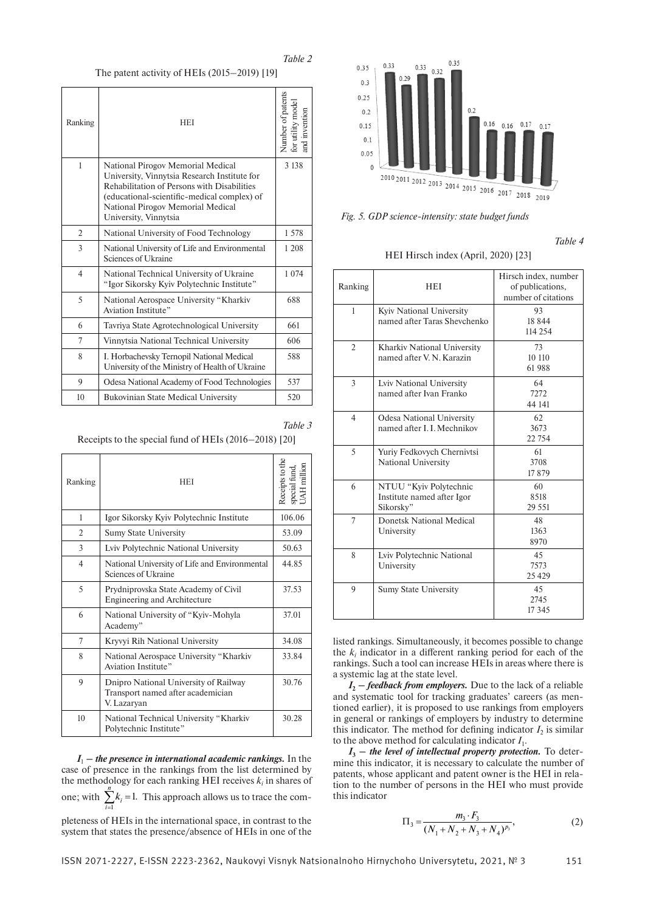*Table 2*

The patent activity of HEIs (2015–2019) [19]

| Ranking | HEI | Number of patents for utility model and invention |
|---|---|---|
| 1 | National Pirogov Memorial Medical University, Vinnytsia Research Institute for Rehabilitation of Persons with Disabilities (educational-scientific-medical complex) of National Pirogov Memorial Medical University, Vinnytsia | 3 138 |
| 2 | National University of Food Technology | 1 578 |
| 3 | National University of Life and Environmental Sciences of Ukraine | 1 208 |
| 4 | National Technical University of Ukraine "Igor Sikorsky Kyiv Polytechnic Institute" | 1 074 |
| 5 | National Aerospace University "Kharkiv Aviation Institute" | 688 |
| 6 | Tavriya State Agrotechnological University | 661 |
| 7 | Vinnytsia National Technical University | 606 |
| 8 | I. Horbachevsky Ternopil National Medical University of the Ministry of Health of Ukraine | 588 |
| 9 | Odesa National Academy of Food Technologies | 537 |
| 10 | Bukovinian State Medical University | 520 |

*Table 3*

Receipts to the special fund of HEIs (2016–2018) [20]

| Ranking | HEI | Receipts to the special fund, UAH million |
|---|---|---|
| 1 | Igor Sikorsky Kyiv Polytechnic Institute | 106.06 |
| 2 | Sumy State University | 53.09 |
| 3 | Lviv Polytechnic National University | 50.63 |
| 4 | National University of Life and Environmental Sciences of Ukraine | 44.85 |
| 5 | Prydniprovska State Academy of Civil Engineering and Architecture | 37.53 |
| 6 | National University of "Kyiv-Mohyla Academy" | 37.01 |
| 7 | Kryvyi Rih National University | 34.08 |
| 8 | National Aerospace University "Kharkiv Aviation Institute" | 33.84 |
| 9 | Dnipro National University of Railway Transport named after academician V. Lazaryan | 30.76 |
| 10 | National Technical University "Kharkiv Polytechnic Institute" | 30.28 |

***$I_1$ – the presence in international academic rankings.*** In the case of presence in the rankings from the list determined by the methodology for each ranking HEI receives $k_i$ in shares of one; with $\sum_{i=1}^{n} k_i = 1$. This approach allows us to trace the completeness of HEIs in the international space, in contrast to the system that states the presence/absence of HEIs in one of the listed rankings. Simultaneously, it becomes possible to change the $k_i$ indicator in a different ranking period for each of the rankings. Such a tool can increase HEIs in areas where there is a systemic lag at the state level.

***$I_2$ – feedback from employers.*** Due to the lack of a reliable and systematic tool for tracking graduates' careers (as mentioned earlier), it is proposed to use rankings from employers in general or rankings of employers by industry to determine this indicator. The method for defining indicator $I_2$ is similar to the above method for calculating indicator $I_1$.

***$I_3$ – the level of intellectual property protection.*** To determine this indicator, it is necessary to calculate the number of patents, whose applicant and patent owner is the HEI in relation to the number of persons in the HEI who must provide this indicator

$$\Pi_3 = \frac{m_3 \cdot F_3}{(N_1 + N_2 + N_3 + N_4)^{p_3}}, \tag{2}$$

| Year | 2010 | 2011 | 2012 | 2013 | 2014 | 2015 | 2016 | 2017 | 2018 | 2019 |
|---|---|---|---|---|---|---|---|---|---|---|
| Value | 0.33 | 0.29 | 0.33 | 0.32 | 0.35 | 0.2 | 0.16 | 0.16 | 0.17 | 0.17 |

*Fig. 5. GDP science-intensity: state budget funds*

*Table 4*

HEI Hirsch index (April, 2020) [23]

| Ranking | HEI | Hirsch index, number of publications, number of citations |
|---|---|---|
| 1 | Kyiv National University named after Taras Shevchenko | 93<br>18 844<br>114 254 |
| 2 | Kharkiv National University named after V. N. Karazin | 73<br>10 110<br>61 988 |
| 3 | Lviv National University named after Ivan Franko | 64<br>7272<br>44 141 |
| 4 | Odesa National University named after I. I. Mechnikov | 62<br>3673<br>22 754 |
| 5 | Yuriy Fedkovych Chernivtsi National University | 61<br>3708<br>17 879 |
| 6 | NTUU "Kyiv Polytechnic Institute named after Igor Sikorsky" | 60<br>8518<br>29 551 |
| 7 | Donetsk National Medical University | 48<br>1363<br>8970 |
| 8 | Lviv Polytechnic National University | 45<br>7573<br>25 429 |
| 9 | Sumy State University | 45<br>2745<br>17 345 |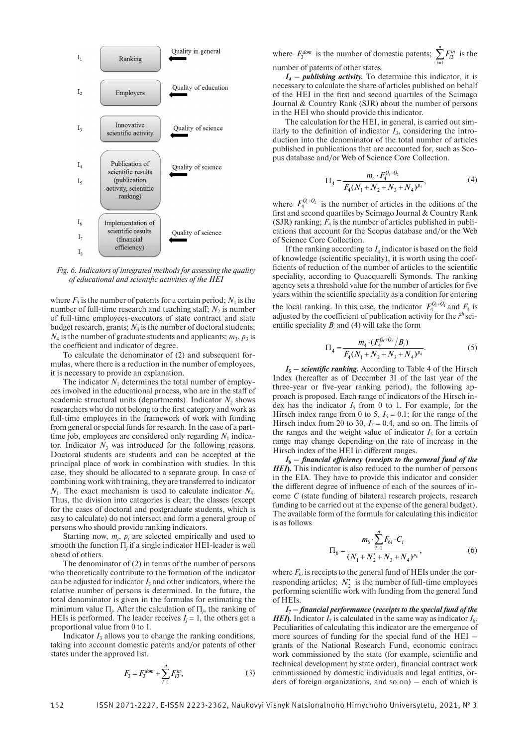Fig. 6. Indicators of integrated methods for assessing the quality of educational and scientific activities of the HEI

where $F_3$ is the number of patents for a certain period; $N_1$ is the number of full-time research and teaching staff; $N_2$ is number of full-time employees-executors of state contract and state budget research, grants; $N_3$ is the number of doctoral students; $N_4$ is the number of graduate students and applicants; $m_3$, $p_3$ is the coefficient and indicator of degree.

To calculate the denominator of (2) and subsequent formulas, where there is a reduction in the number of employees, it is necessary to provide an explanation.

The indicator $N_1$ determines the total number of employees involved in the educational process, who are in the staff of academic structural units (departments). Indicator $N_2$ shows researchers who do not belong to the first category and work as full-time employees in the framework of work with funding from general or special funds for research. In the case of a part-time job, employees are considered only regarding $N_1$ indicator. Indicator $N_3$ was introduced for the following reasons. Doctoral students are students and can be accepted at the principal place of work in combination with studies. In this case, they should be allocated to a separate group. In case of combining work with training, they are transferred to indicator $N_1$. The exact mechanism is used to calculate indicator $N_4$. Thus, the division into categories is clear; the classes (except for the cases of doctoral and postgraduate students, which is easy to calculate) do not intersect and form a general group of persons who should provide ranking indicators.

Starting now, $m_j$, $p_j$ are selected empirically and used to smooth the function $\Pi_j$ if a single indicator HEI-leader is well ahead of others.

The denominator of (2) in terms of the number of persons who theoretically contribute to the formation of the indicator can be adjusted for indicator $I_3$ and other indicators, where the relative number of persons is determined. In the future, the total denominator is given in the formulas for estimating the minimum value $\Pi_j$. After the calculation of $\Pi_j$, the ranking of HEIs is performed. The leader receives $I_j = 1$, the others get a proportional value from 0 to 1.

Indicator $I_3$ allows you to change the ranking conditions, taking into account domestic patents and/or patents of other states under the approved list.

$$F_3 = F_3^{dom} + \sum_{i=1}^{n} F_{i3}^{in}, \tag{3}$$

where $F_3^{dom}$ is the number of domestic patents; $\sum_{i=1}^{n} F_{i3}^{in}$ is the number of patents of other states.

***$I_4$ – publishing activity.*** To determine this indicator, it is necessary to calculate the share of articles published on behalf of the HEI in the first and second quartiles of the Scimago Journal & Country Rank (SJR) about the number of persons in the HEI who should provide this indicator.

The calculation for the HEI, in general, is carried out similarly to the definition of indicator $I_3$, considering the introduction into the denominator of the total number of articles published in publications that are accounted for, such as Scopus database and/or Web of Science Core Collection.

$$\Pi_4 = \frac{m_4 \cdot F_4^{Q_1+Q_2}}{F_4 (N_1 + N_2 + N_3 + N_4)^{p_4}}, \tag{4}$$

where $F_4^{Q_1+Q_2}$ is the number of articles in the editions of the first and second quartiles by Scimago Journal & Country Rank (SJR) ranking; $F_4$ is the number of articles published in publications that account for the Scopus database and/or the Web of Science Core Collection.

If the ranking according to $I_4$ indicator is based on the field of knowledge (scientific speciality), it is worth using the coefficients of reduction of the number of articles to the scientific speciality, according to Quacquarelli Symonds. The ranking agency sets a threshold value for the number of articles for five years within the scientific speciality as a condition for entering the local ranking. In this case, the indicator $F_4^{Q_1+Q_2}$ and $F_4$ is adjusted by the coefficient of publication activity for the $i^{th}$ scientific speciality $B_i$ and (4) will take the form

$$\Pi_4 = \frac{m_4 \cdot \left(F_4^{Q_1+Q_2} / B_i\right)}{F_4 (N_1 + N_2 + N_3 + N_4)^{p_4}}. \tag{5}$$

***$I_5$ – scientific ranking.*** According to Table 4 of the Hirsch Index (hereafter as of December 31 of the last year of the three-year or five-year ranking period), the following approach is proposed. Each range of indicators of the Hirsch index has the indicator $I_5$ from 0 to 1. For example, for the Hirsch index range from 0 to 5, $I_5 = 0.1$; for the range of the Hirsch index from 20 to 30, $I_5 = 0.4$, and so on. The limits of the ranges and the weight value of indicator $I_5$ for a certain range may change depending on the rate of increase in the Hirsch index of the HEI in different ranges.

***$I_6$ – financial efficiency (receipts to the general fund of the HEI).*** This indicator is also reduced to the number of persons in the EIA. They have to provide this indicator and consider the different degree of influence of each of the sources of income $C$ (state funding of bilateral research projects, research funding to be carried out at the expense of the general budget). The available form of the formula for calculating this indicator is as follows

$$\Pi_6 = \frac{m_6 \cdot \sum_{i=1}^{n} F_{6i} \cdot C_i}{(N_1 + N_2' + N_3 + N_4)^{p_6}}, \tag{6}$$

where $F_{6i}$ is receipts to the general fund of HEIs under the corresponding articles; $N_2'$ is the number of full-time employees performing scientific work with funding from the general fund of HEIs.

***$I_7$ – financial performance (receipts to the special fund of the HEI).*** Indicator $I_7$ is calculated in the same way as indicator $I_6$. Peculiarities of calculating this indicator are the emergence of more sources of funding for the special fund of the HEI – grants of the National Research Fund, economic contract work commissioned by the state (for example, scientific and technical development by state order), financial contract work commissioned by domestic individuals and legal entities, orders of foreign organizations, and so on) – each of which is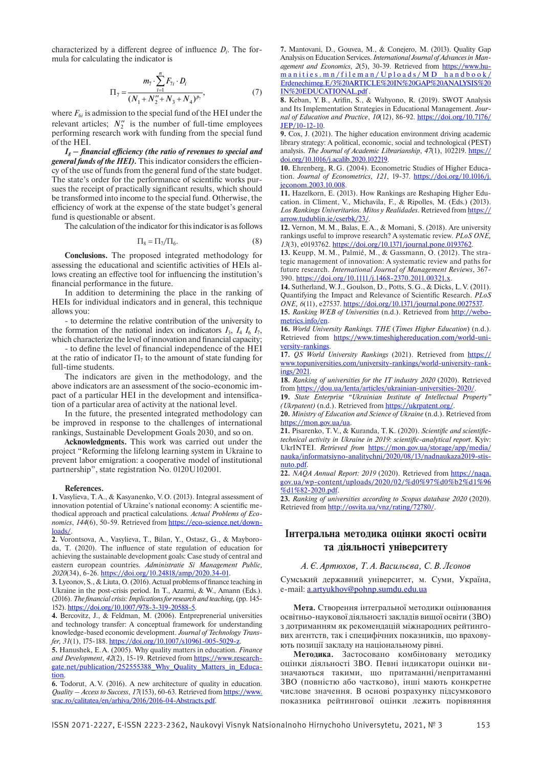characterized by a different degree of influence $D_i$. The formula for calculating the indicator is

$$\Pi_7 = \frac{m_7 \cdot \sum_{i=1}^{n} F_{7i} \cdot D_i}{(N_1 + N_2'' + N_3 + N_4)^{p_7}}, \tag{7}$$

where $F_{6i}$ is admission to the special fund of the HEI under the relevant articles; $N_2''$ is the number of full-time employees performing research work with funding from the special fund of the HEI.

***$I_8$ – financial efficiency (the ratio of revenues to special and general funds of the HEI).*** This indicator considers the efficiency of the use of funds from the general fund of the state budget. The state's order for the performance of scientific works pursues the receipt of practically significant results, which should be transformed into income to the special fund. Otherwise, the efficiency of work at the expense of the state budget's general fund is questionable or absent.

The calculation of the indicator for this indicator is as follows

$$\Pi_8 = \Pi_7/\Pi_6. \tag{8}$$

**Conclusions.** The proposed integrated methodology for assessing the educational and scientific activities of HEIs allows creating an effective tool for influencing the institution's financial performance in the future.

In addition to determining the place in the ranking of HEIs for individual indicators and in general, this technique allows you:

- to determine the relative contribution of the university to the formation of the national index on indicators $I_3$, $I_4$ $I_6$ $I_7$, which characterize the level of innovation and financial capacity;
- to define the level of financial independence of the HEI at the ratio of indicator $\Pi_7$ to the amount of state funding for full-time students.

The indicators are given in the methodology, and the above indicators are an assessment of the socio-economic impact of a particular HEI in the development and intensification of a particular area of activity at the national level.

In the future, the presented integrated methodology can be improved in response to the challenges of international rankings, Sustainable Development Goals 2030, and so on.

**Acknowledgments.** This work was carried out under the project "Reforming the lifelong learning system in Ukraine to prevent labor emigration: a cooperative model of institutional partnership", state registration No. 0120U102001.

**References.**

**1.** Vasylieva, T. A., & Kasyanenko, V. O. (2013). Integral assessment of innovation potential of Ukraine's national economy: A scientific methodical approach and practical calculations. *Actual Problems of Economics*, *144*(6), 50-59. Retrieved from https://eco-science.net/downloads/.

**2.** Vorontsova, A., Vasylieva, T., Bilan, Y., Ostasz, G., & Mayboroda, T. (2020). The influence of state regulation of education for achieving the sustainable development goals: Case study of central and eastern european countries. *Administratie Si Management Public, 2020*(34), 6-26. https://doi.org/10.24818/amp/2020.34-01.

**3.** Lyeonov, S., & Liuta, O. (2016). Actual problems of finance teaching in Ukraine in the post-crisis period. In T., Azarmi, & W., Amann (Eds.). (2016). *The financial crisis: Implications for research and teaching,* (pp. 145-152). https://doi.org/10.1007/978-3-319-20588-5.

**4.** Bercovitz, J., & Feldman, M. (2006). Entpreprenerial universities and technology transfer: A conceptual framework for understanding knowledge-based economic development. *Journal of Technology Transfer, 31*(1), 175-188. https://doi.org/10.1007/s10961-005-5029-z.

**5.** Hanushek, E. A. (2005). Why quality matters in education. *Finance and Development*, *42*(2), 15-19. Retrieved from https://www.researchgate.net/publication/252555388_Why_Quality_Matters_in_Education.

**6.** Todorut, A. V. (2016). A new architecture of quality in education. *Quality – Access to Success*, *17*(153), 60-63. Retrieved from https://www.srac.ro/calitatea/en/arhiva/2016/2016-04-Abstracts.pdf.

**7.** Mantovani, D., Gouvea, M., & Conejero, M. (2013). Quality Gap Analysis on Education Services. *International Journal of Advances in Management and Economics*, *2*(5), 30-39. Retrieved from https://www.humanities.mn/fileman/Uploads/MD_handbook/Erdenechimeg.E/3%20ARTICLE%20IN%20GAP%20ANALYSIS%20IN%20EDUCATIONAL.pdf.

**8.** Keban, Y. B., Arifin, S., & Wahyono, R. (2019). SWOT Analysis and Its Implementation Strategies in Educational Management. *Journal of Education and Practice*, *10*(12), 86-92. https://doi.org/10.7176/JEP/10-12-10.

**9.** Cox, J. (2021). The higher education environment driving academic library strategy: A political, economic, social and technological (PEST) analysis. *The Journal of Academic Librarianship*, *47*(1), 102219. https://doi.org/10.1016/j.acalib.2020.102219.

**10.** Ehrenberg, R. G. (2004). Econometric Studies of Higher Education. *Journal of Econometrics*, *121*, 19-37. https://doi.org/10.1016/j.jeconom.2003.10.008.

**11.** Hazelkorn, E. (2013). How Rankings are Reshaping Higher Education. in Climent, V., Michavila, F., & Ripolles, M. (Eds.) (2013). *Los Rankings Univeritarios. Mitos y Realidades*. Retrieved from https://arrow.tudublin.ie/cserbk/23/.

**12.** Vernon, M. M., Balas, E. A., & Momani, S. (2018). Are university rankings useful to improve research? A systematic review. *PLoS ONE, 13*(3), e0193762. https://doi.org/10.1371/journal.pone.0193762.

**13.** Keupp, M. M., Palmié, M., & Gassmann, O. (2012). The strategic management of innovation: A systematic review and paths for future research. *International Journal of Management Reviews*, 367-390. https://doi.org/10.1111/j.1468-2370.2011.00321.x.

**14.** Sutherland, W. J., Goulson, D., Potts, S. G., & Dicks, L. V. (2011). Quantifying the Impact and Relevance of Scientific Research. *PLoS ONE, 6*(11), e27537. https://doi.org/10.1371/journal.pone.0027537.

**15.** *Ranking WEB of Universities* (n.d.). Retrieved from http://webometrics.info/en.

**16.** *World University Rankings. THE* (*Times Higher Education*) (n.d.). Retrieved from https://www.timeshighereducation.com/world-university-rankings.

**17.** *QS World University Rankings* (2021). Retrieved from https://www.topuniversities.com/university-rankings/world-university-rankings/2021.

**18.** *Ranking of universities for the IT industry 2020* (2020). Retrieved from https://dou.ua/lenta/articles/ukrainian-universities-2020/.

**19.** *State Enterprise "Ukrainian Institute of Intellectual Property" (Ukrpatent)* (n.d.). Retrieved from https://ukrpatent.org/.

**20.** *Ministry of Education and Science of Ukraine* (n.d.). Retrieved from https://mon.gov.ua/ua.

**21.** Pisarenko, T. V., & Kuranda, T. K. (2020). *Scientific and scientific-technical activity in Ukraine in 2019: scientific-analytical report*. Kyiv: UkrINTEI. Retrieved from https://mon.gov.ua/storage/app/media/nauka/informatsiyno-analitychni/2020/08/13/nadnaukaza2019-stisnuto.pdf.

**22.** *NAQA Annual Report: 2019* (2020). Retrieved from https://naqa.gov.ua/wp-content/uploads/2020/02/%d0%97%d0%b2%d1%96%d1%82-2020.pdf.

**23.** *Ranking of universities according to Scopus database 2020* (2020). Retrieved from http://osvita.ua/vnz/rating/72780/.

## Інтегральна методика оцінки якості освіти та діяльності університету

*А. Є. Артюхов, Т. А. Васильєва, С. В. Лєонов*

Сумський державний університет, м. Суми, Україна, e-mail: a.artyukhov@pohnp.sumdu.edu.ua

**Мета.** Створення інтегральної методики оцінювання освітньо-наукової діяльності закладів вищої освіти (ЗВО) з дотриманням як рекомендацій міжнародних рейтингових агентств, так і специфічних показників, що враховують позиції закладу на національному рівні.

**Методика.** Застосовано комбіновану методику оцінки діяльності ЗВО. Певні індикатори оцінки визначаються такими, що притаманні/непритаманні ЗВО (повністю або частково), інші мають конкретне числове значення. В основі розрахунку підсумкового показника рейтингової оцінки лежить порівняння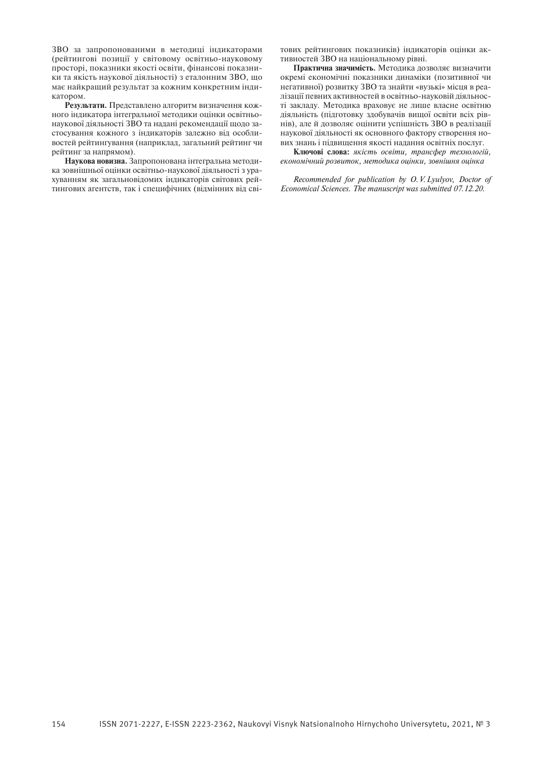ЗВО за запропонованими в методиці індикаторами (рейтингові позиції у світовому освітньо-науковому просторі, показники якості освіти, фінансові показники та якість наукової діяльності) з еталонним ЗВО, що має найкращий результат за кожним конкретним індикатором.

**Результати.** Представлено алгоритм визначення кожного індикатора інтегральної методики оцінки освітньо-наукової діяльності ЗВО та надані рекомендації щодо застосування кожного з індикаторів залежно від особливостей рейтингування (наприклад, загальний рейтинг чи рейтинг за напрямом).

**Наукова новизна.** Запропонована інтегральна методика зовнішньої оцінки освітньо-наукової діяльності з урахуванням як загальновідомих індикаторів світових рейтингових агентств, так і специфічних (відмінних від світових рейтингових показників) індикаторів оцінки активностей ЗВО на національному рівні.

**Практична значимість.** Методика дозволяє визначити окремі економічні показники динаміки (позитивної чи негативної) розвитку ЗВО та знайти «вузькі» місця в реалізації певних активностей в освітньо-науковій діяльності закладу. Методика враховує не лише власне освітню діяльність (підготовку здобувачів вищої освіти всіх рівнів), але й дозволяє оцінити успішність ЗВО в реалізації наукової діяльності як основного фактору створення нових знань і підвищення якості надання освітніх послуг.

**Ключові слова:** *якість освіти, трансфер технологій, економічний розвиток, методика оцінки, зовнішня оцінка*

*Recommended for publication by O. V. Lyulyov, Doctor of Economical Sciences. The manuscript was submitted 07.12.20.*